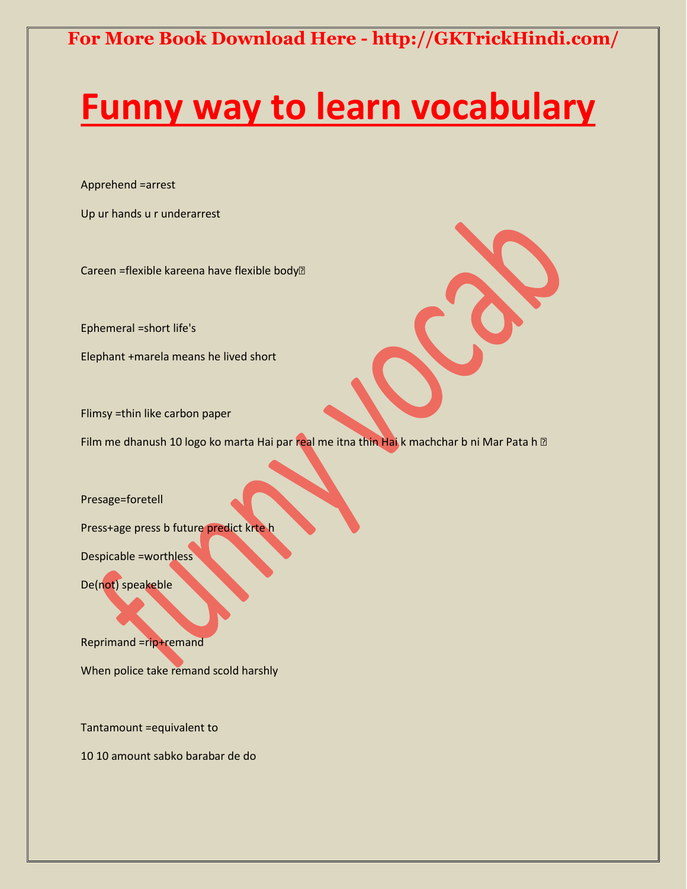For More Book Download Here - http://GKTrickHindi.com/

# Funny way to learn vocabulary

Apprehend =arrest

Up ur hands u r underarrest

Careen =flexible kareena have flexible body

Ephemeral =short life's

Elephant +marela means he lived short

Flimsy =thin like carbon paper

Film me dhanush 10 logo ko marta Hai par real me itna thin Hai k machchar b ni Mar Pata h

Presage=foretell

Press+age press b future predict krte h

Despicable =worthless

De(not) speakeble

Reprimand =rip+remand

When police take remand scold harshly

Tantamount =equivalent to

10 10 amount sabko barabar de do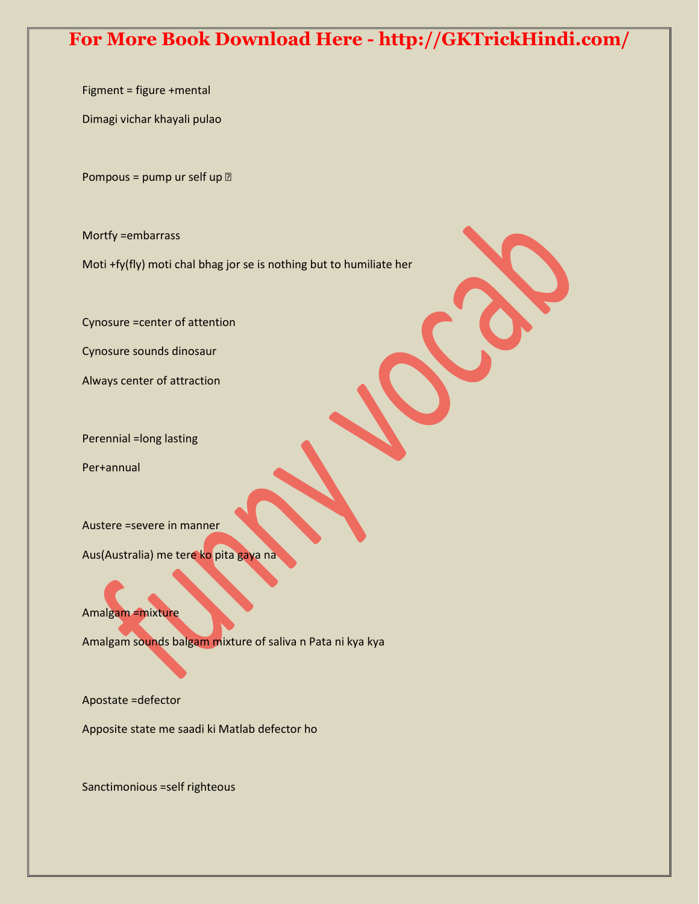Figment = figure +mental

Dimagi vichar khayali pulao

Pompous = pump ur self up 

Mortfy =embarrass

Moti +fy(fly) moti chal bhag jor se is nothing but to humiliate her

Cynosure =center of attention

Cynosure sounds dinosaur

Always center of attraction

Perennial =long lasting

Per+annual

Austere =severe in manner

Aus(Australia) me tere ko pita gaya na

Amalgam =mixture

Amalgam sounds balgam mixture of saliva n Pata ni kya kya

Apostate =defector

Apposite state me saadi ki Matlab defector ho

Sanctimonious =self righteous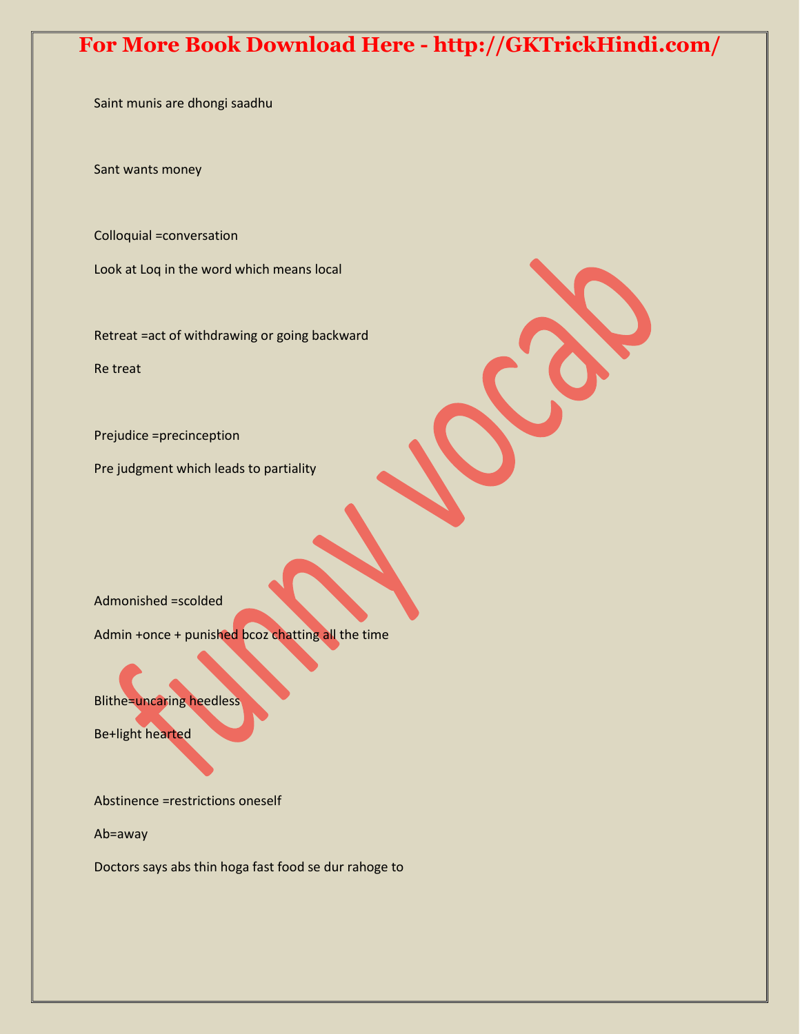Saint munis are dhongi saadhu

Sant wants money

Colloquial =conversation

Look at Loq in the word which means local

Retreat =act of withdrawing or going backward

Re treat

Prejudice =precinception

Pre judgment which leads to partiality

Admonished =scolded

Admin +once + punished bcoz chatting all the time

Blithe=uncaring heedless

Be+light hearted

Abstinence =restrictions oneself

Ab=away

Doctors says abs thin hoga fast food se dur rahoge to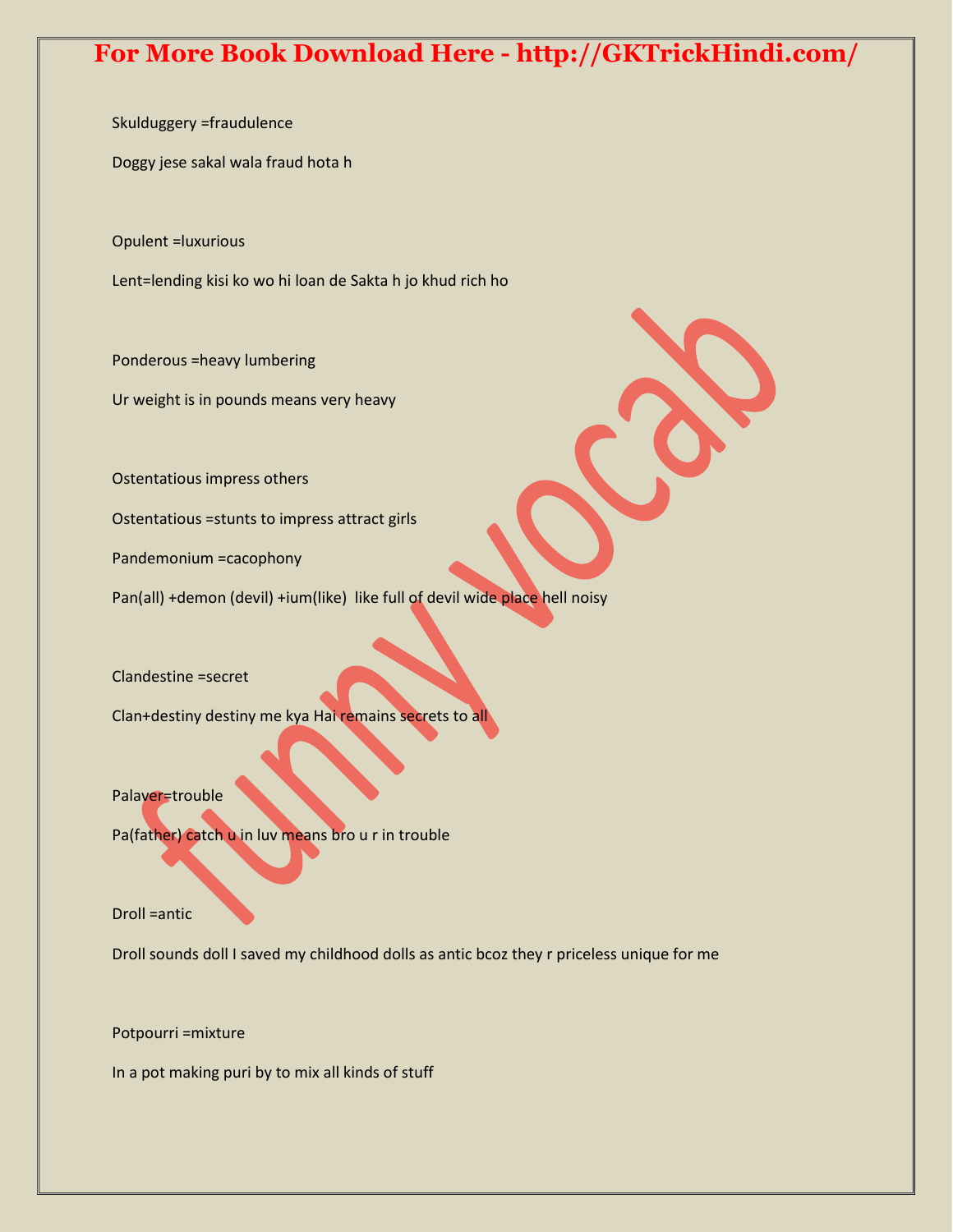Skulduggery =fraudulence

Doggy jese sakal wala fraud hota h

Opulent =luxurious

Lent=lending kisi ko wo hi loan de Sakta h jo khud rich ho

Ponderous =heavy lumbering

Ur weight is in pounds means very heavy

Ostentatious impress others

Ostentatious =stunts to impress attract girls

Pandemonium =cacophony

Pan(all) +demon (devil) +ium(like) like full of devil wide place hell noisy

Clandestine =secret

Clan+destiny destiny me kya Hai remains secrets to all

Palaver=trouble

Pa(father) catch u in luv means bro u r in trouble

Droll =antic

Droll sounds doll I saved my childhood dolls as antic bcoz they r priceless unique for me

Potpourri =mixture

In a pot making puri by to mix all kinds of stuff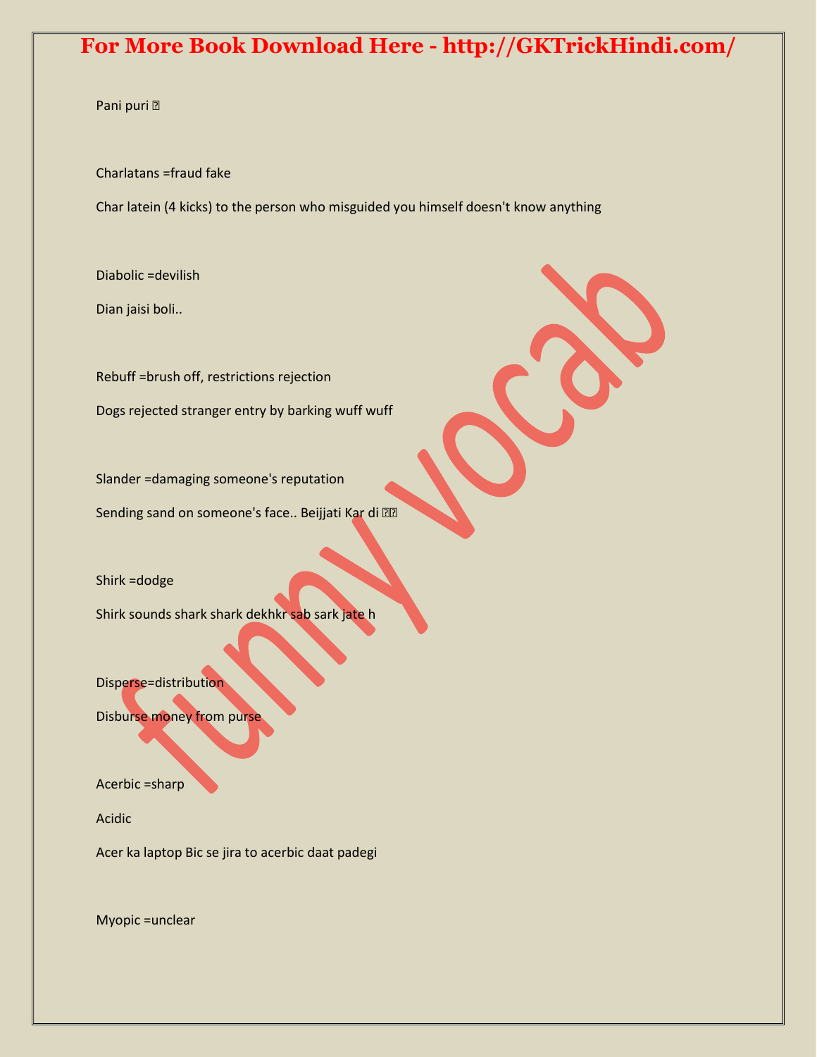Pani puri ?

Charlatans =fraud fake

Char latein (4 kicks) to the person who misguided you himself doesn't know anything

Diabolic =devilish

Dian jaisi boli..

Rebuff =brush off, restrictions rejection

Dogs rejected stranger entry by barking wuff wuff

Slander =damaging someone's reputation

Sending sand on someone's face.. Beijjati Kar di ??

Shirk =dodge

Shirk sounds shark shark dekhkr sab sark jate h

Disperse=distribution

Disburse money from purse

Acerbic =sharp

Acidic

Acer ka laptop Bic se jira to acerbic daat padegi

Myopic =unclear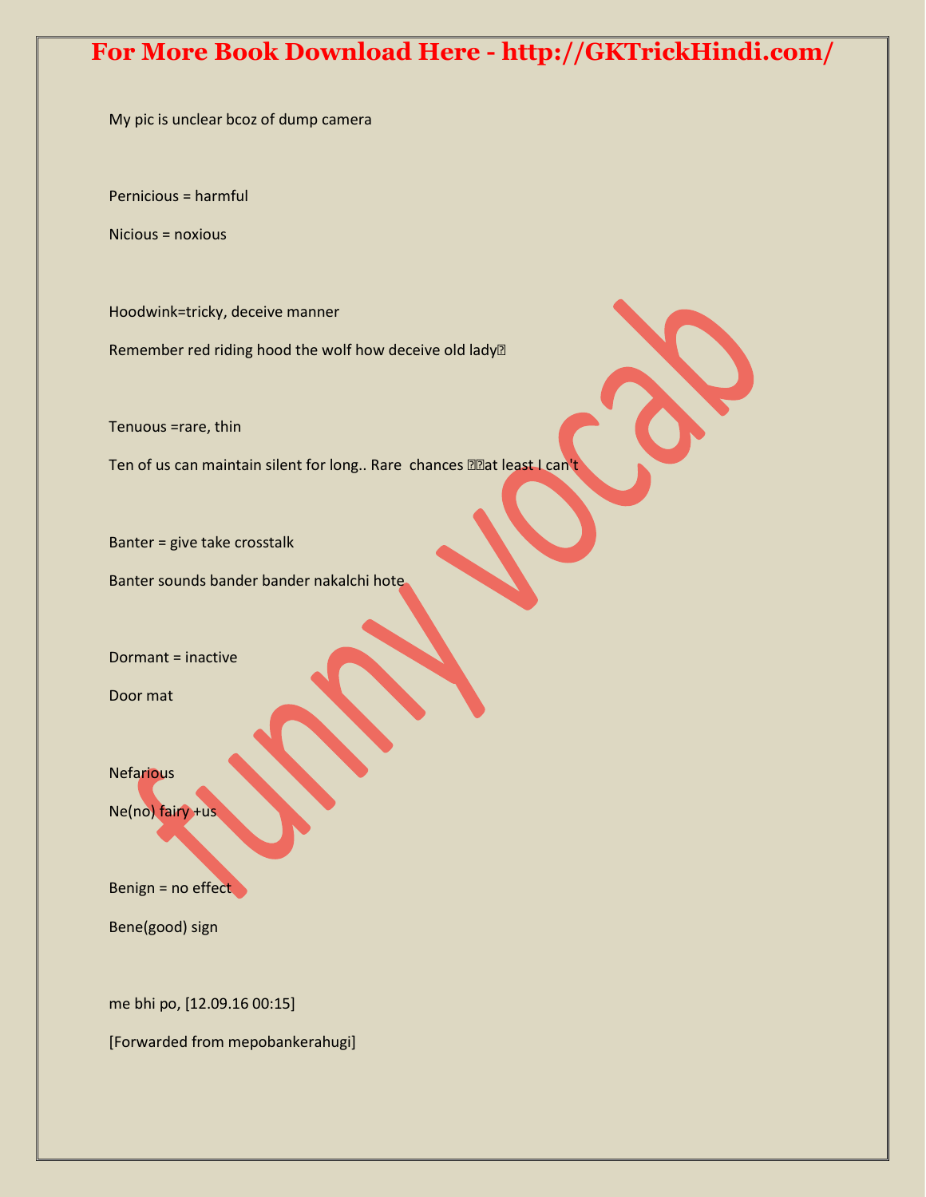My pic is unclear bcoz of dump camera

Pernicious = harmful

Nicious = noxious

Hoodwink=tricky, deceive manner

Remember red riding hood the wolf how deceive old lady

Tenuous =rare, thin

Ten of us can maintain silent for long.. Rare chances at least I can't

Banter = give take crosstalk

Banter sounds bander bander nakalchi hote

Dormant = inactive

Door mat

Nefarious

Ne(no) fairy +us

Benign = no effect

Bene(good) sign

me bhi po, [12.09.16 00:15]

[Forwarded from mepobankerahugi]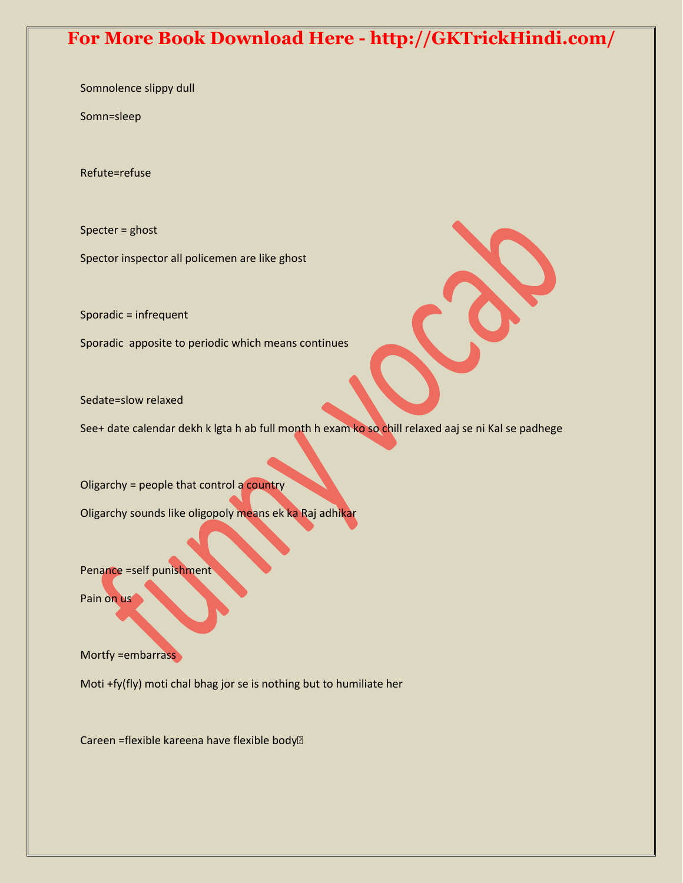Somnolence slippy dull

Somn=sleep

Refute=refuse

Specter = ghost

Spector inspector all policemen are like ghost

Sporadic = infrequent

Sporadic  apposite to periodic which means continues

Sedate=slow relaxed

See+ date calendar dekh k lgta h ab full month h exam ko so chill relaxed aaj se ni Kal se padhege

Oligarchy = people that control a country

Oligarchy sounds like oligopoly means ek ka Raj adhikar

Penance =self punishment

Pain on us

Mortfy =embarrass

Moti +fy(fly) moti chal bhag jor se is nothing but to humiliate her

Careen =flexible kareena have flexible body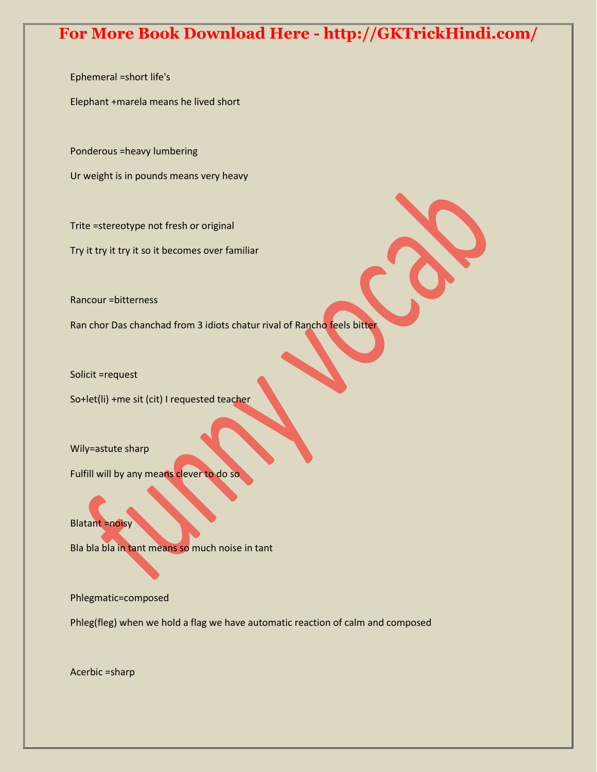Ephemeral =short life's

Elephant +marela means he lived short

Ponderous =heavy lumbering

Ur weight is in pounds means very heavy

Trite =stereotype not fresh or original

Try it try it try it so it becomes over familiar

Rancour =bitterness

Ran chor Das chanchad from 3 idiots chatur rival of Rancho feels bitter

Solicit =request

So+let(li) +me sit (cit) I requested teacher

Wily=astute sharp

Fulfill will by any means clever to do so

Blatant =noisy

Bla bla bla in tant means so much noise in tant

Phlegmatic=composed

Phleg(fleg) when we hold a flag we have automatic reaction of calm and composed

Acerbic =sharp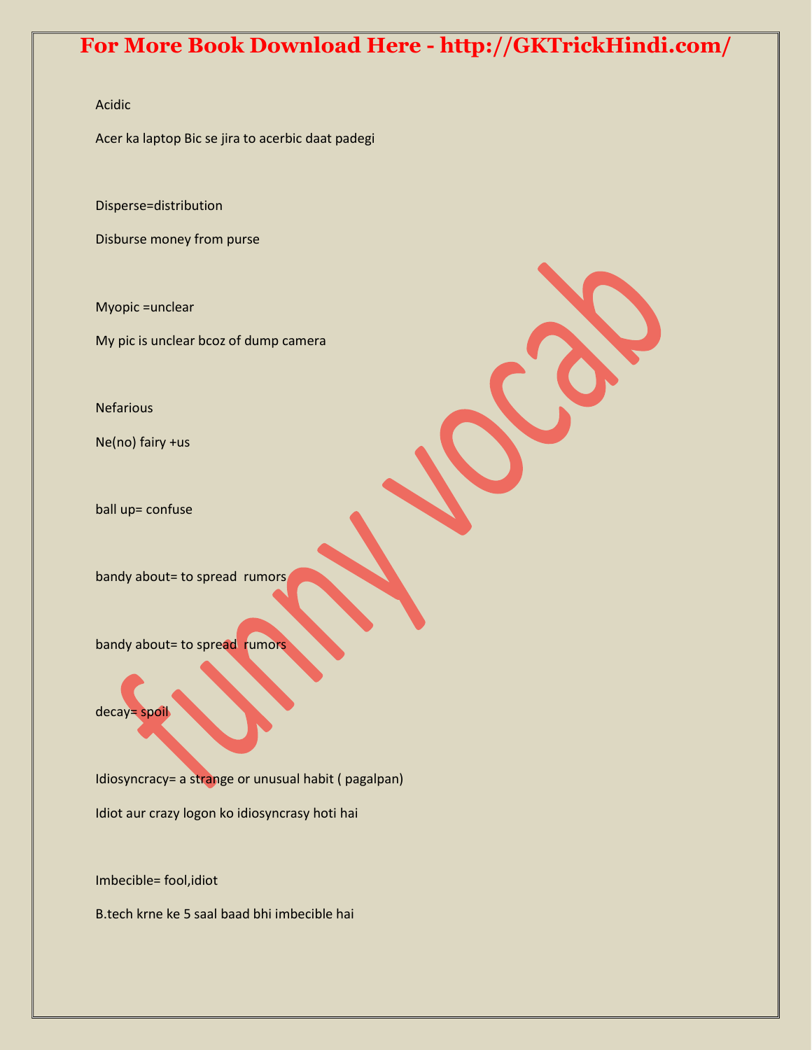Acidic

Acer ka laptop Bic se jira to acerbic daat padegi

Disperse=distribution

Disburse money from purse

Myopic =unclear

My pic is unclear bcoz of dump camera

Nefarious

Ne(no) fairy +us

ball up= confuse

bandy about= to spread rumors

bandy about= to spread rumors

decay= spoil

Idiosyncracy= a strange or unusual habit ( pagalpan)

Idiot aur crazy logon ko idiosyncrasy hoti hai

Imbecible= fool,idiot

B.tech krne ke 5 saal baad bhi imbecible hai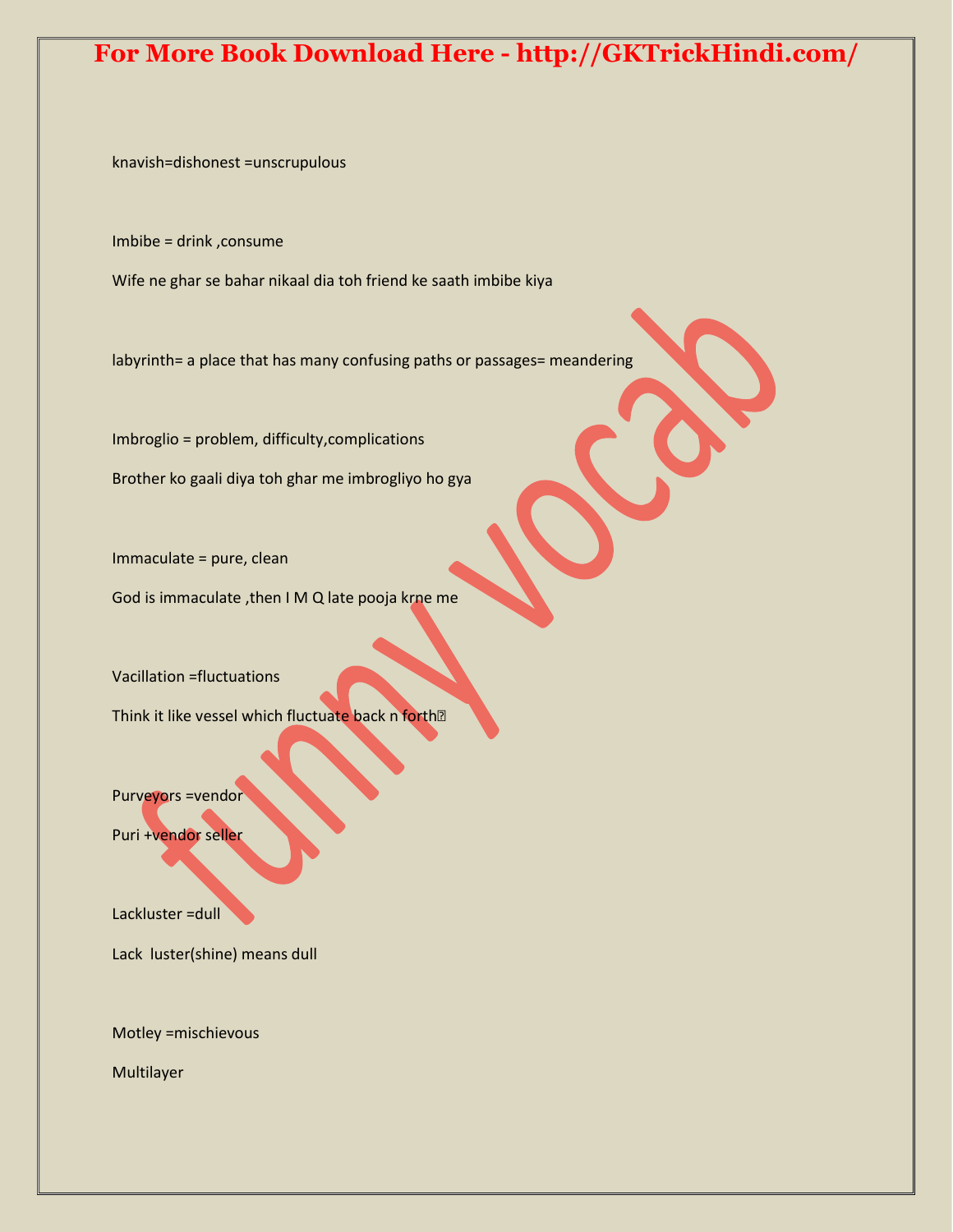knavish=dishonest =unscrupulous

Imbibe = drink ,consume

Wife ne ghar se bahar nikaal dia toh friend ke saath imbibe kiya

labyrinth= a place that has many confusing paths or passages= meandering

Imbroglio = problem, difficulty,complications

Brother ko gaali diya toh ghar me imbrogliyo ho gya

Immaculate = pure, clean

God is immaculate ,then I M Q late pooja krne me

Vacillation =fluctuations

Think it like vessel which fluctuate back n forth

Purveyors =vendor

Puri +vendor seller

Lackluster =dull

Lack luster(shine) means dull

Motley =mischievous

Multilayer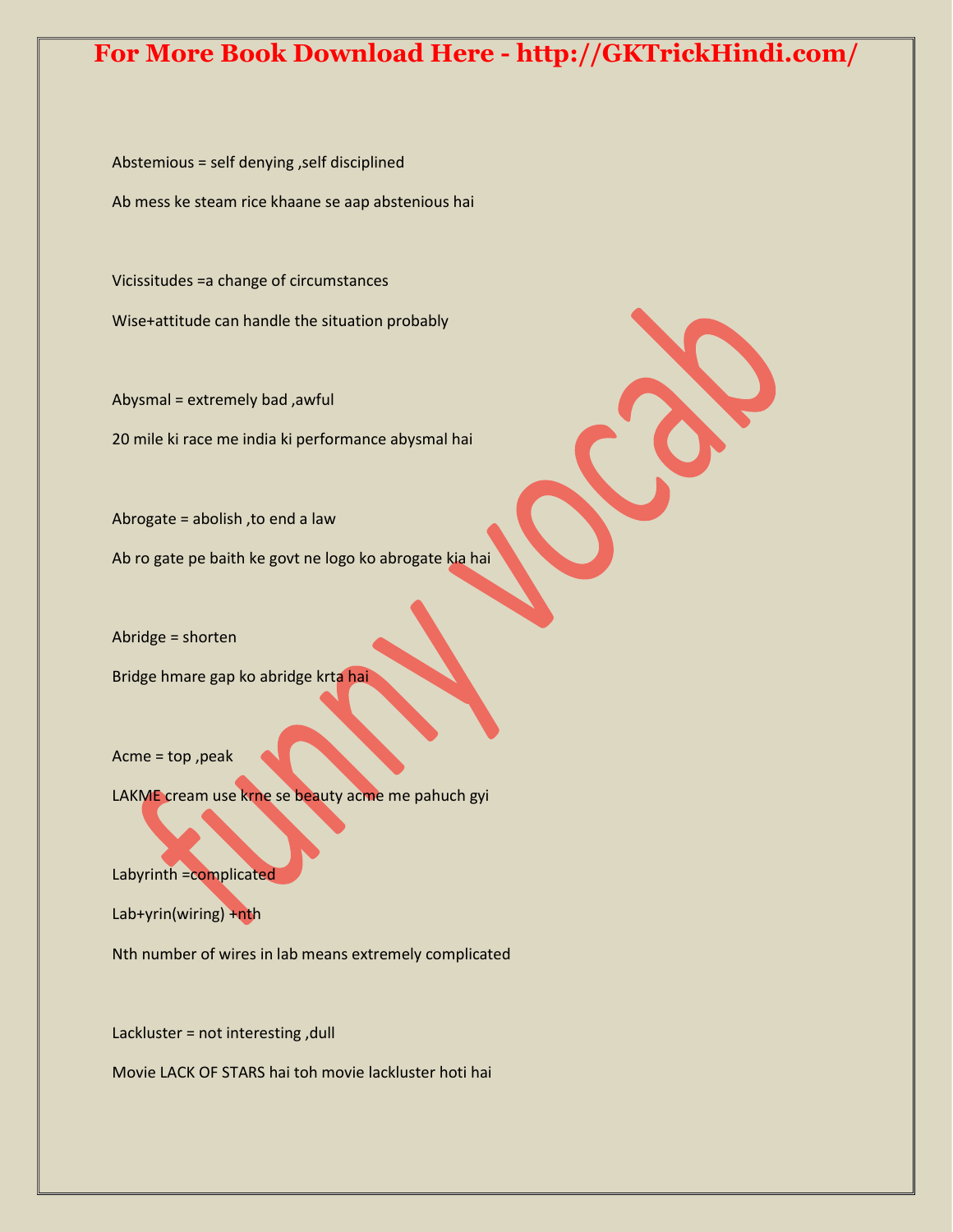Abstemious = self denying ,self disciplined

Ab mess ke steam rice khaane se aap abstenious hai

Vicissitudes =a change of circumstances

Wise+attitude can handle the situation probably

Abysmal = extremely bad ,awful

20 mile ki race me india ki performance abysmal hai

Abrogate = abolish ,to end a law

Ab ro gate pe baith ke govt ne logo ko abrogate kia hai

Abridge = shorten

Bridge hmare gap ko abridge krta hai

Acme = top ,peak

LAKME cream use krne se beauty acme me pahuch gyi

Labyrinth =complicated

Lab+yrin(wiring) +nth

Nth number of wires in lab means extremely complicated

Lackluster = not interesting ,dull

Movie LACK OF STARS hai toh movie lackluster hoti hai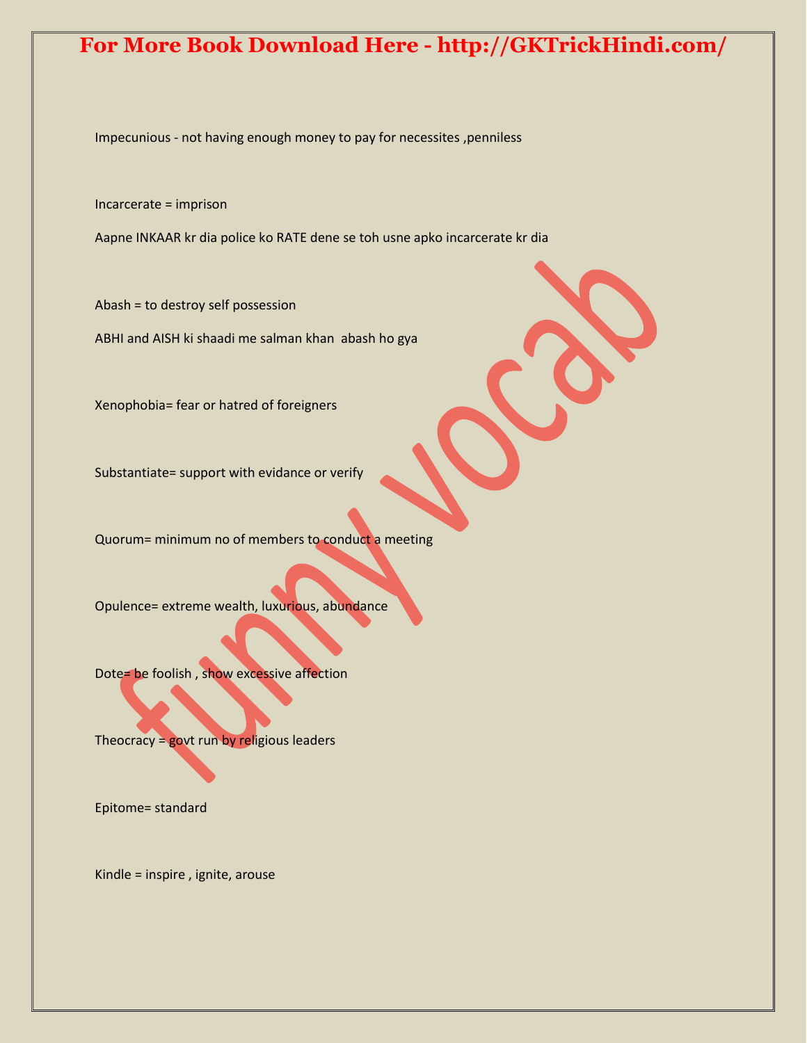Impecunious - not having enough money to pay for necessites ,penniless

Incarcerate = imprison

Aapne INKAAR kr dia police ko RATE dene se toh usne apko incarcerate kr dia

Abash = to destroy self possession

ABHI and AISH ki shaadi me salman khan  abash ho gya

Xenophobia= fear or hatred of foreigners

Substantiate= support with evidance or verify

Quorum= minimum no of members to conduct a meeting

Opulence= extreme wealth, luxurious, abundance

Dote= be foolish , show excessive affection

Theocracy = govt run by religious leaders

Epitome= standard

Kindle = inspire , ignite, arouse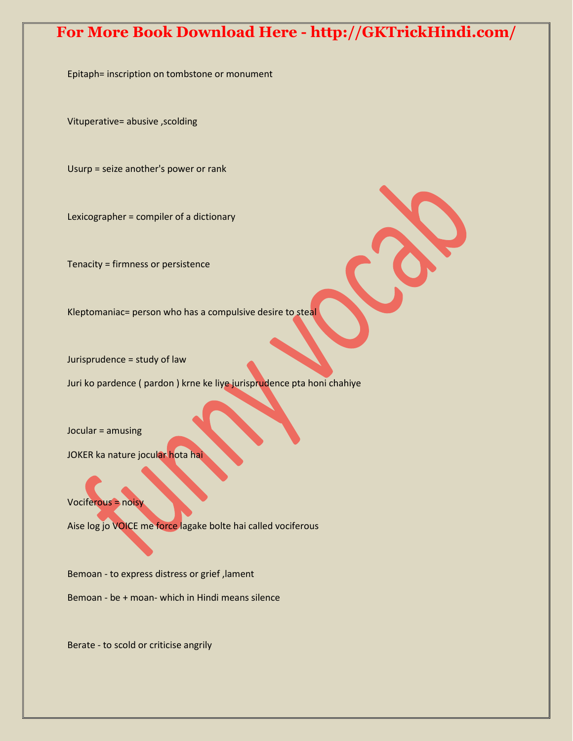Epitaph= inscription on tombstone or monument

Vituperative= abusive ,scolding

Usurp = seize another's power or rank

Lexicographer = compiler of a dictionary

Tenacity = firmness or persistence

Kleptomaniac= person who has a compulsive desire to steal

Jurisprudence = study of law

Juri ko pardence ( pardon ) krne ke liye jurisprudence pta honi chahiye

Jocular = amusing

JOKER ka nature jocular hota hai

Vociferous = noisy

Aise log jo VOICE me force lagake bolte hai called vociferous

Bemoan - to express distress or grief ,lament

Bemoan - be + moan- which in Hindi means silence

Berate - to scold or criticise angrily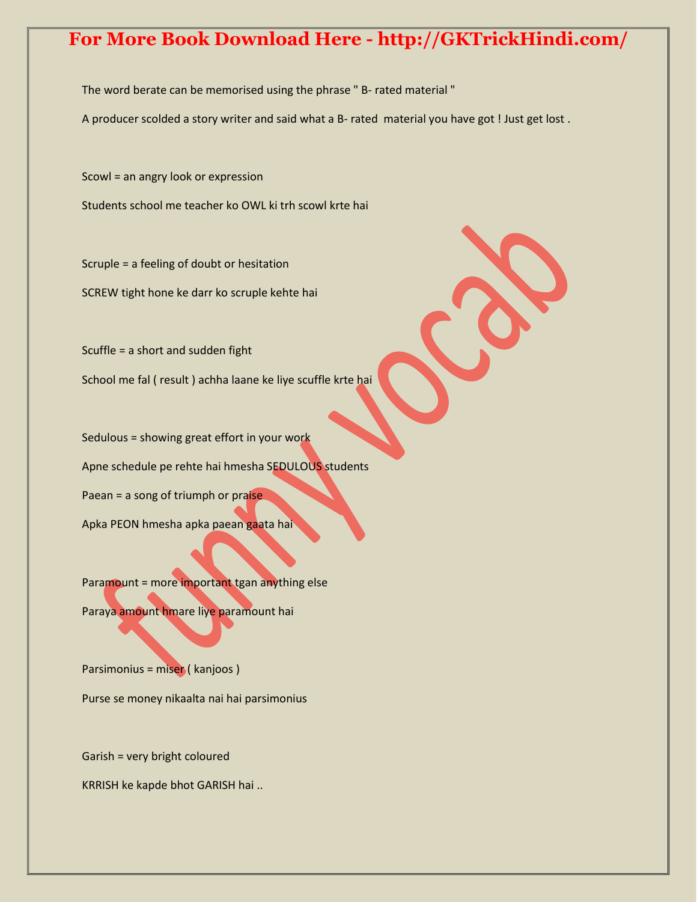The word berate can be memorised using the phrase " B- rated material "

A producer scolded a story writer and said what a B- rated material you have got ! Just get lost .

Scowl = an angry look or expression

Students school me teacher ko OWL ki trh scowl krte hai

Scruple = a feeling of doubt or hesitation

SCREW tight hone ke darr ko scruple kehte hai

Scuffle = a short and sudden fight

School me fal ( result ) achha laane ke liye scuffle krte hai

Sedulous = showing great effort in your work

Apne schedule pe rehte hai hmesha SEDULOUS students

Paean = a song of triumph or praise

Apka PEON hmesha apka paean gaata hai

Paramount = more important tgan anything else

Paraya amount hmare liye paramount hai

Parsimonius = miser ( kanjoos )

Purse se money nikaalta nai hai parsimonius

Garish = very bright coloured

KRRISH ke kapde bhot GARISH hai ..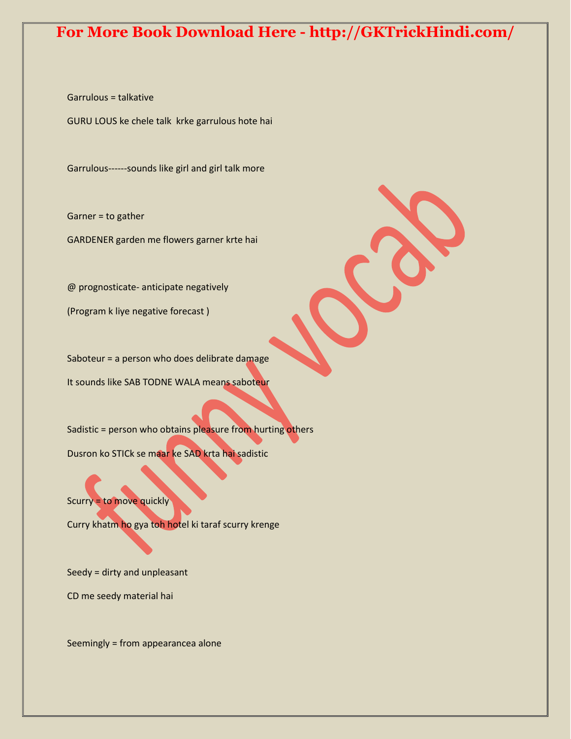Garrulous = talkative

GURU LOUS ke chele talk  krke garrulous hote hai

Garrulous------sounds like girl and girl talk more

Garner = to gather

GARDENER garden me flowers garner krte hai

@ prognosticate- anticipate negatively

(Program k liye negative forecast )

Saboteur = a person who does delibrate damage

It sounds like SAB TODNE WALA means saboteur

Sadistic = person who obtains pleasure from hurting others

Dusron ko STICk se maar ke SAD krta hai sadistic

Scurry = to move quickly

Curry khatm ho gya toh hotel ki taraf scurry krenge

Seedy = dirty and unpleasant

CD me seedy material hai

Seemingly = from appearancea alone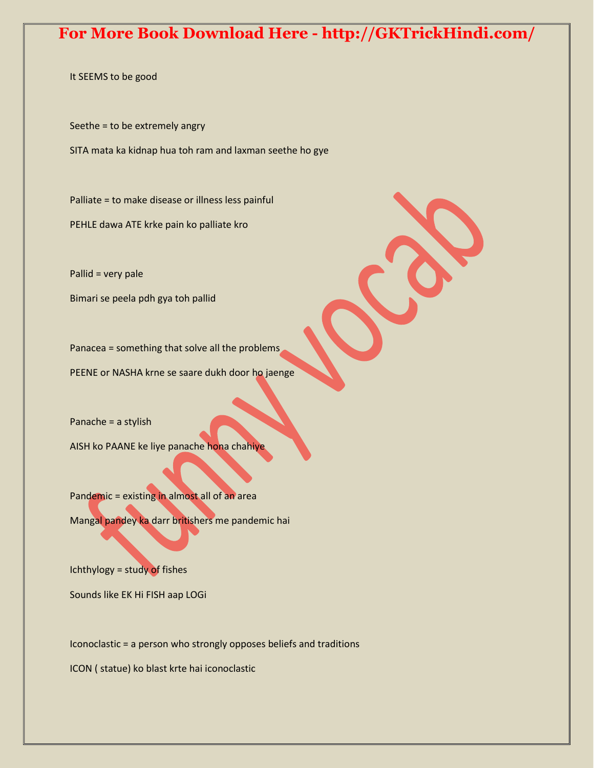It SEEMS to be good

Seethe = to be extremely angry

SITA mata ka kidnap hua toh ram and laxman seethe ho gye

Palliate = to make disease or illness less painful

PEHLE dawa ATE krke pain ko palliate kro

Pallid = very pale

Bimari se peela pdh gya toh pallid

Panacea = something that solve all the problems

PEENE or NASHA krne se saare dukh door ho jaenge

Panache = a stylish

AISH ko PAANE ke liye panache hona chahiye

Pandemic = existing in almost all of an area

Mangal pandey ka darr britishers me pandemic hai

Ichthylogy = study of fishes

Sounds like EK Hi FISH aap LOGi

Iconoclastic = a person who strongly opposes beliefs and traditions

ICON ( statue) ko blast krte hai iconoclastic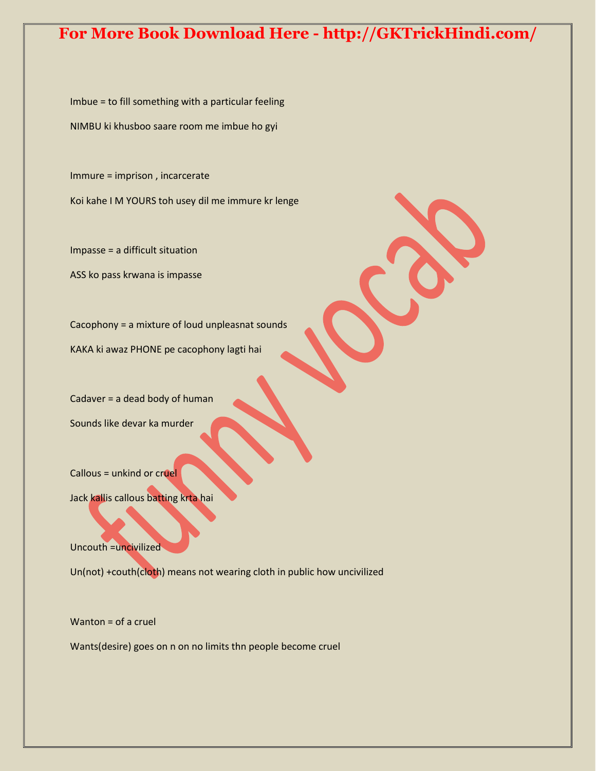Imbue = to fill something with a particular feeling

NIMBU ki khusboo saare room me imbue ho gyi

Immure = imprison , incarcerate

Koi kahe I M YOURS toh usey dil me immure kr lenge

Impasse = a difficult situation

ASS ko pass krwana is impasse

Cacophony = a mixture of loud unpleasnat sounds

KAKA ki awaz PHONE pe cacophony lagti hai

Cadaver = a dead body of human

Sounds like devar ka murder

Callous = unkind or cruel

Jack kallis callous batting krta hai

Uncouth =uncivilized

Un(not) +couth(cloth) means not wearing cloth in public how uncivilized

Wanton = of a cruel

Wants(desire) goes on n on no limits thn people become cruel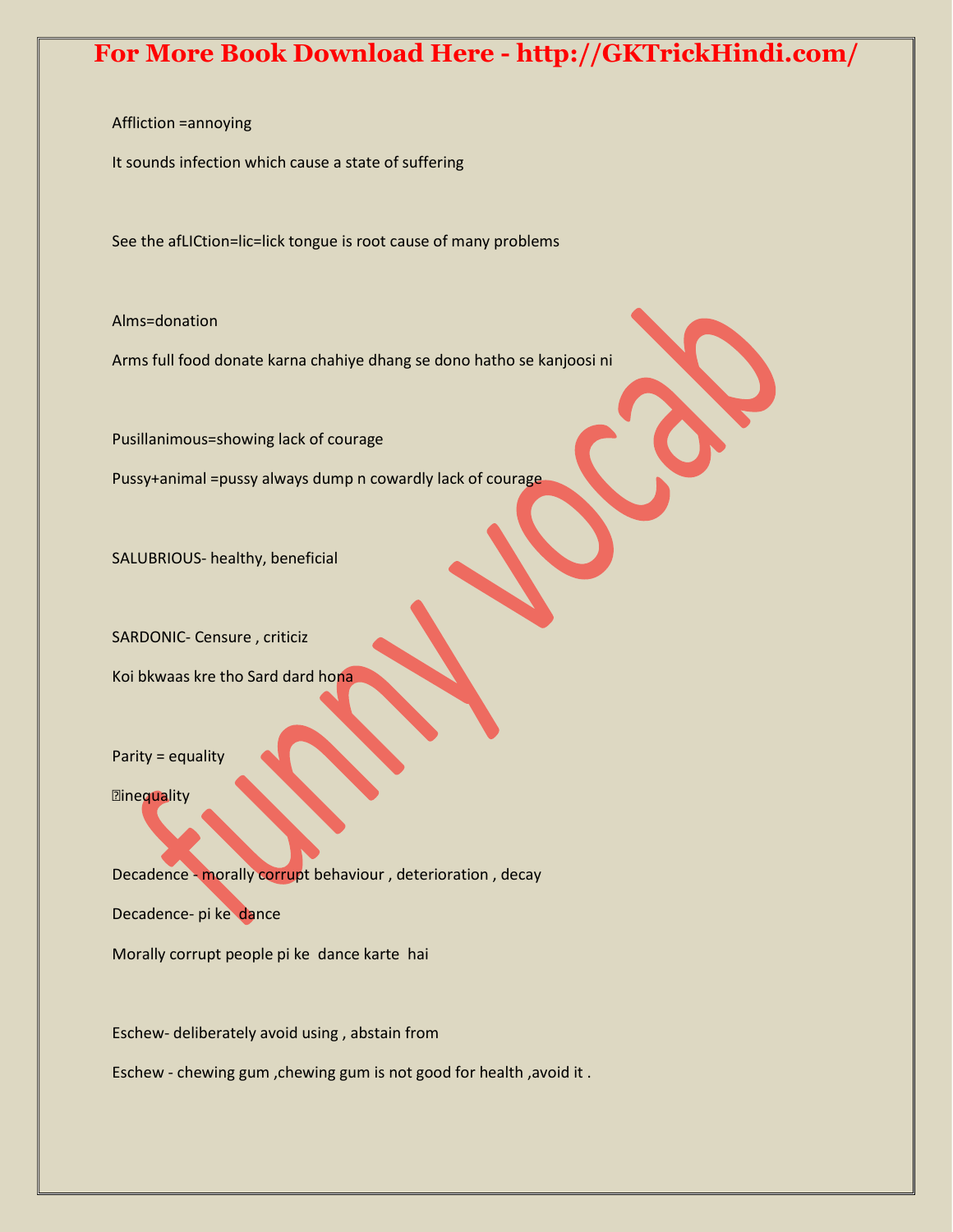Affliction =annoying

It sounds infection which cause a state of suffering

See the afLICtion=lic=lick tongue is root cause of many problems

Alms=donation

Arms full food donate karna chahiye dhang se dono hatho se kanjoosi ni

Pusillanimous=showing lack of courage

Pussy+animal =pussy always dump n cowardly lack of courage

SALUBRIOUS- healthy, beneficial

SARDONIC- Censure , criticiz

Koi bkwaas kre tho Sard dard hona

Parity = equality

inequality

Decadence - morally corrupt behaviour , deterioration , decay

Decadence- pi ke dance

Morally corrupt people pi ke dance karte hai

Eschew- deliberately avoid using , abstain from

Eschew - chewing gum ,chewing gum is not good for health ,avoid it .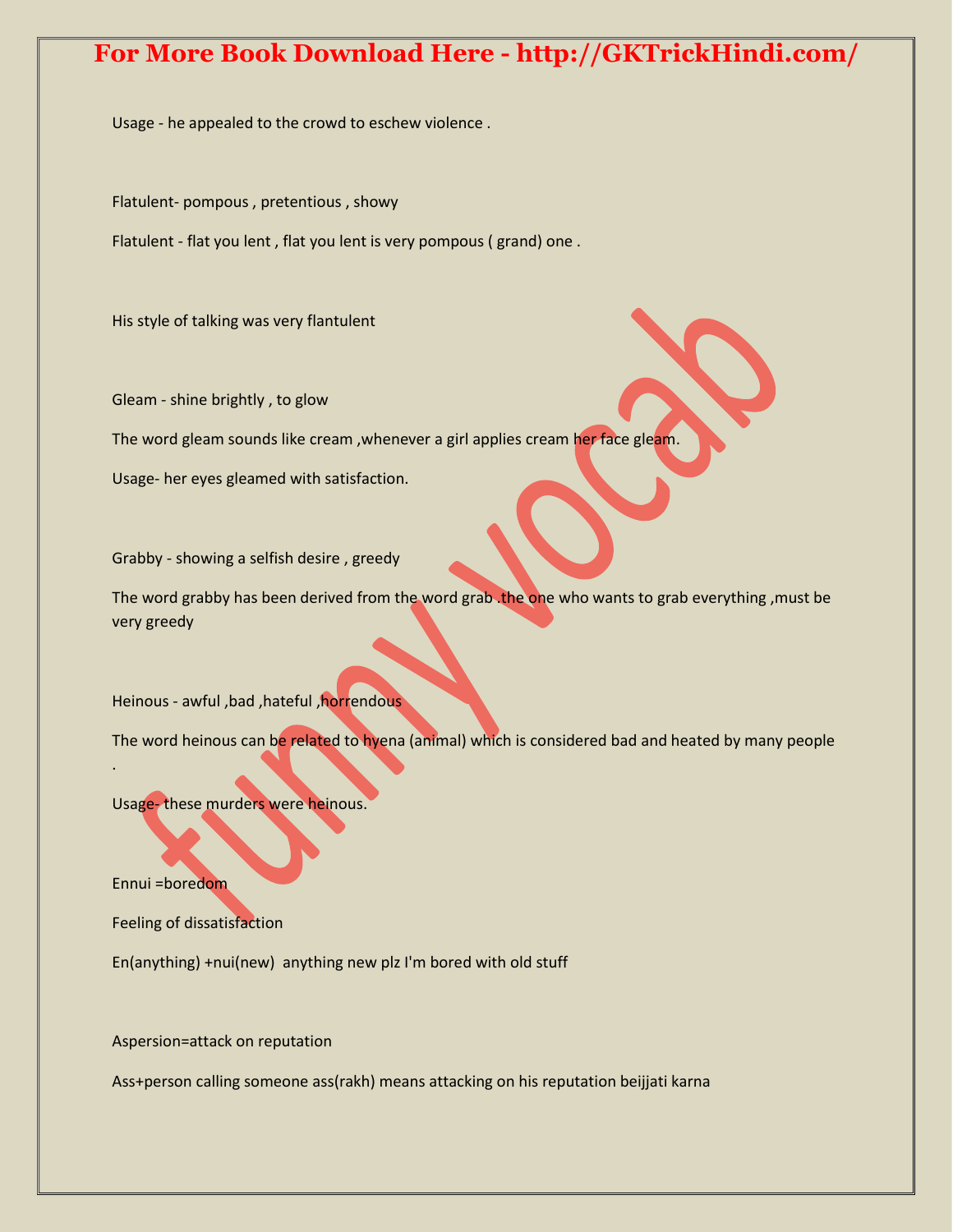Usage - he appealed to the crowd to eschew violence .

Flatulent- pompous , pretentious , showy

Flatulent - flat you lent , flat you lent is very pompous ( grand) one .

His style of talking was very flantulent

Gleam - shine brightly , to glow

The word gleam sounds like cream ,whenever a girl applies cream her face gleam.

Usage- her eyes gleamed with satisfaction.

Grabby - showing a selfish desire , greedy

The word grabby has been derived from the word grab .the one who wants to grab everything ,must be very greedy

Heinous - awful ,bad ,hateful ,horrendous

The word heinous can be related to hyena (animal) which is considered bad and heated by many people .

Usage- these murders were heinous.

Ennui =boredom

Feeling of dissatisfaction

En(anything) +nui(new) anything new plz I'm bored with old stuff

Aspersion=attack on reputation

Ass+person calling someone ass(rakh) means attacking on his reputation beijjati karna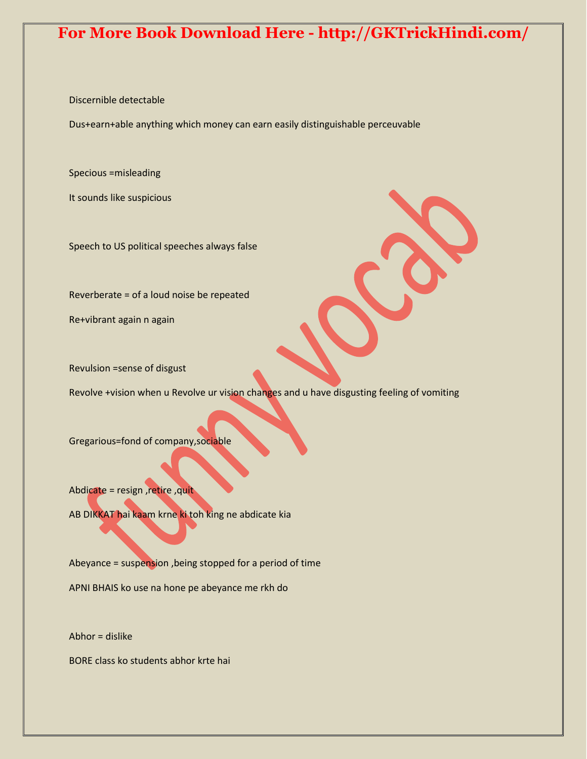Discernible detectable

Dus+earn+able anything which money can earn easily distinguishable perceuvable

Specious =misleading

It sounds like suspicious

Speech to US political speeches always false

Reverberate = of a loud noise be repeated

Re+vibrant again n again

Revulsion =sense of disgust

Revolve +vision when u Revolve ur vision changes and u have disgusting feeling of vomiting

Gregarious=fond of company,sociable

Abdicate = resign ,retire ,quit

AB DIKKAT hai kaam krne ki toh king ne abdicate kia

Abeyance = suspension ,being stopped for a period of time

APNI BHAIS ko use na hone pe abeyance me rkh do

Abhor = dislike

BORE class ko students abhor krte hai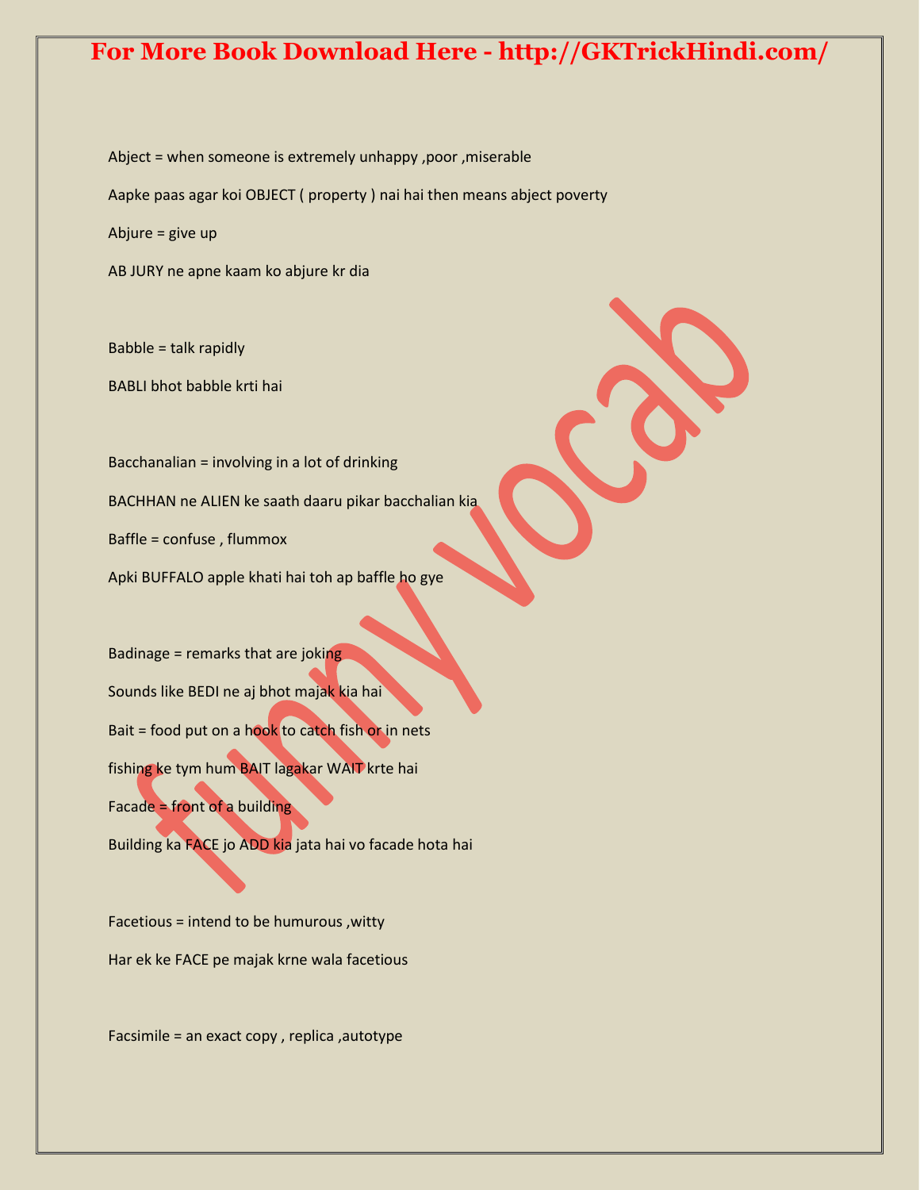Abject = when someone is extremely unhappy ,poor ,miserable

Aapke paas agar koi OBJECT ( property ) nai hai then means abject poverty

Abjure = give up

AB JURY ne apne kaam ko abjure kr dia

Babble = talk rapidly

BABLI bhot babble krti hai

Bacchanalian = involving in a lot of drinking

BACHHAN ne ALIEN ke saath daaru pikar bacchalian kia

Baffle = confuse , flummox

Apki BUFFALO apple khati hai toh ap baffle ho gye

Badinage = remarks that are joking

Sounds like BEDI ne aj bhot majak kia hai

Bait = food put on a hook to catch fish or in nets

fishing ke tym hum BAIT lagakar WAIT krte hai

Facade = front of a building

Building ka FACE jo ADD kia jata hai vo facade hota hai

Facetious = intend to be humurous ,witty

Har ek ke FACE pe majak krne wala facetious

Facsimile = an exact copy , replica ,autotype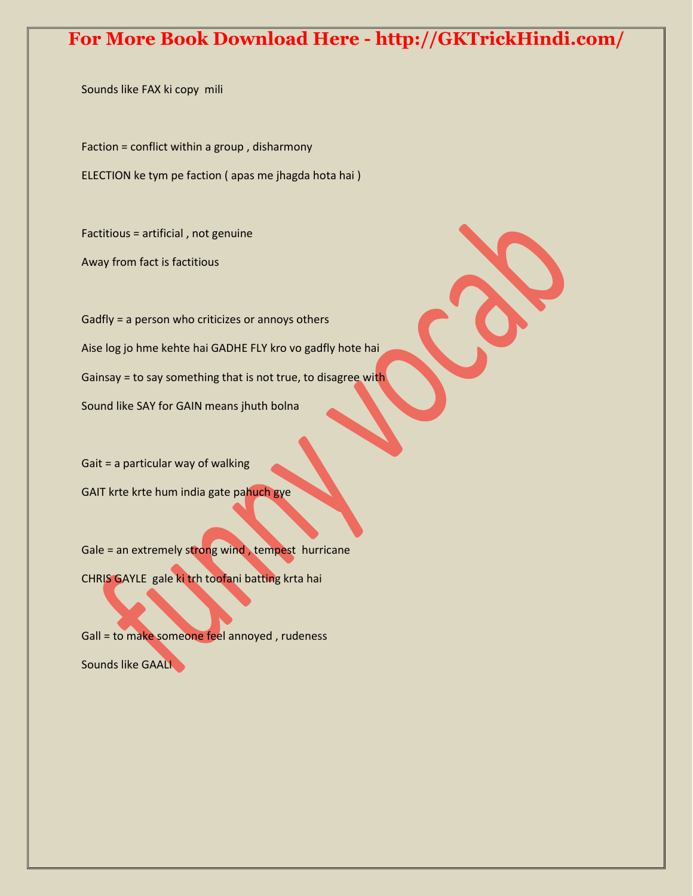Sounds like FAX ki copy mili

Faction = conflict within a group , disharmony

ELECTION ke tym pe faction ( apas me jhagda hota hai )

Factitious = artificial , not genuine

Away from fact is factitious

Gadfly = a person who criticizes or annoys others

Aise log jo hme kehte hai GADHE FLY kro vo gadfly hote hai

Gainsay = to say something that is not true, to disagree with

Sound like SAY for GAIN means jhuth bolna

Gait = a particular way of walking

GAIT krte krte hum india gate pahuch gye

Gale = an extremely strong wind , tempest hurricane

CHRIS GAYLE gale ki trh toofani batting krta hai

Gall = to make someone feel annoyed , rudeness

Sounds like GAALI